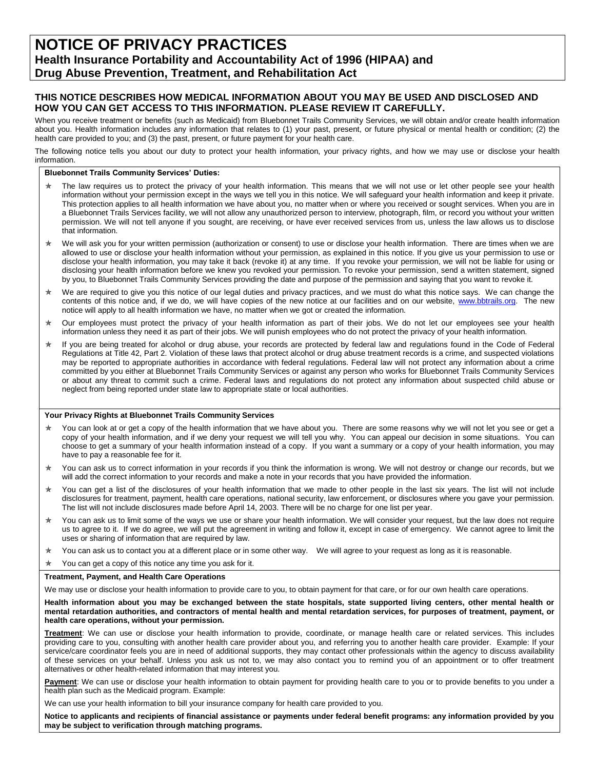# NOTICE OF PRIVACY PRACTICES

## Health Insurance Portability and Accountability Act of 1996 (HIPAA) and Drug Abuse Prevention, Treatment, and Rehabilitation Act

### THIS NOTICE DESCRIBES HOW MEDICAL INFORMATION ABOUT YOU MAY BE USED AND DISCLOSED AND HOW YOU CAN GET ACCESS TO THIS INFORMATION. PLEASE REVIEW IT CAREFULLY.

When you receive treatment or benefits (such as Medicaid) from Bluebonnet Trails Community Services, we will obtain and/or create health information about you. Health information includes any information that relates to (1) your past, present, or future physical or mental health or condition; (2) the health care provided to you; and (3) the past, present, or future payment for your health care.

The following notice tells you about our duty to protect your health information, your privacy rights, and how we may use or disclose your health information.

**Bluebonnet Trails Community Services' Duties:**

- The law requires us to protect the privacy of your health information. This means that we will not use or let other people see your health information without your permission except in the ways we tell you in this notice. We will safeguard your health information and keep it private. This protection applies to all health information we have about you, no matter when or where you received or sought services. When you are in a Bluebonnet Trails Services facility, we will not allow any unauthorized person to interview, photograph, film, or record you without your written permission. We will not tell anyone if you sought, are receiving, or have ever received services from us, unless the law allows us to disclose that information.
- We will ask you for your written permission (authorization or consent) to use or disclose your health information. There are times when we are allowed to use or disclose your health information without your permission, as explained in this notice. If you give us your permission to use or disclose your health information, you may take it back (revoke it) at any time. If you revoke your permission, we will not be liable for using or disclosing your health information before we knew you revoked your permission. To revoke your permission, send a written statement, signed by you, to Bluebonnet Trails Community Services providing the date and purpose of the permission and saying that you want to revoke it.
- We are required to give you this notice of our legal duties and privacy practices, and we must do what this notice says. We can change the contents of this notice and, if we do, we will have copies of the new notice at our facilities and on our website, www.bbtrails.org. The new notice will apply to all health information we have, no matter when we got or created the information.
- Our employees must protect the privacy of your health information as part of their jobs. We do not let our employees see your health information unless they need it as part of their jobs. We will punish employees who do not protect the privacy of your health information.
- If you are being treated for alcohol or drug abuse, your records are protected by federal law and regulations found in the Code of Federal Regulations at Title 42, Part 2. Violation of these laws that protect alcohol or drug abuse treatment records is a crime, and suspected violations may be reported to appropriate authorities in accordance with federal regulations. Federal law will not protect any information about a crime committed by you either at Bluebonnet Trails Community Services or against any person who works for Bluebonnet Trails Community Services or about any threat to commit such a crime. Federal laws and regulations do not protect any information about suspected child abuse or neglect from being reported under state law to appropriate state or local authorities.

**Your Privacy Rights at Bluebonnet Trails Community Services**

- You can look at or get a copy of the health information that we have about you. There are some reasons why we will not let you see or get a copy of your health information, and if we deny your request we will tell you why. You can appeal our decision in some situations. You can choose to get a summary of your health information instead of a copy. If you want a summary or a copy of your health information, you may have to pay a reasonable fee for it.
- You can ask us to correct information in your records if you think the information is wrong. We will not destroy or change our records, but we will add the correct information to your records and make a note in your records that you have provided the information.
- You can get a list of the disclosures of your health information that we made to other people in the last six years. The list will not include disclosures for treatment, payment, health care operations, national security, law enforcement, or disclosures where you gave your permission. The list will not include disclosures made before April 14, 2003. There will be no charge for one list per year.
- You can ask us to limit some of the ways we use or share your health information. We will consider your request, but the law does not require us to agree to it. If we do agree, we will put the agreement in writing and follow it, except in case of emergency. We cannot agree to limit the uses or sharing of information that are required by law.
- You can ask us to contact you at a different place or in some other way. We will agree to your request as long as it is reasonable.
- You can get a copy of this notice any time you ask for it.

**Treatment, Payment, and Health Care Operations**

We may use or disclose your health information to provide care to you, to obtain payment for that care, or for our own health care operations.

**Health information about you may be exchanged between the state hospitals, state supported living centers, other mental health or mental retardation authorities, and contractors of mental health and mental retardation services, for purposes of treatment, payment, or health care operations, without your permission.**

**Treatment**: We can use or disclose your health information to provide, coordinate, or manage health care or related services. This includes providing care to you, consulting with another health care provider about you, and referring you to another health care provider. Example: If your service/care coordinator feels you are in need of additional supports, they may contact other professionals within the agency to discuss availability of these services on your behalf. Unless you ask us not to, we may also contact you to remind you of an appointment or to offer treatment alternatives or other health-related information that may interest you.

**Payment**: We can use or disclose your health information to obtain payment for providing health care to you or to provide benefits to you under a health plan such as the Medicaid program. Example:

We can use your health information to bill your insurance company for health care provided to you.

**Notice to applicants and recipients of financial assistance or payments under federal benefit programs: any information provided by you may be subject to verification through matching programs.**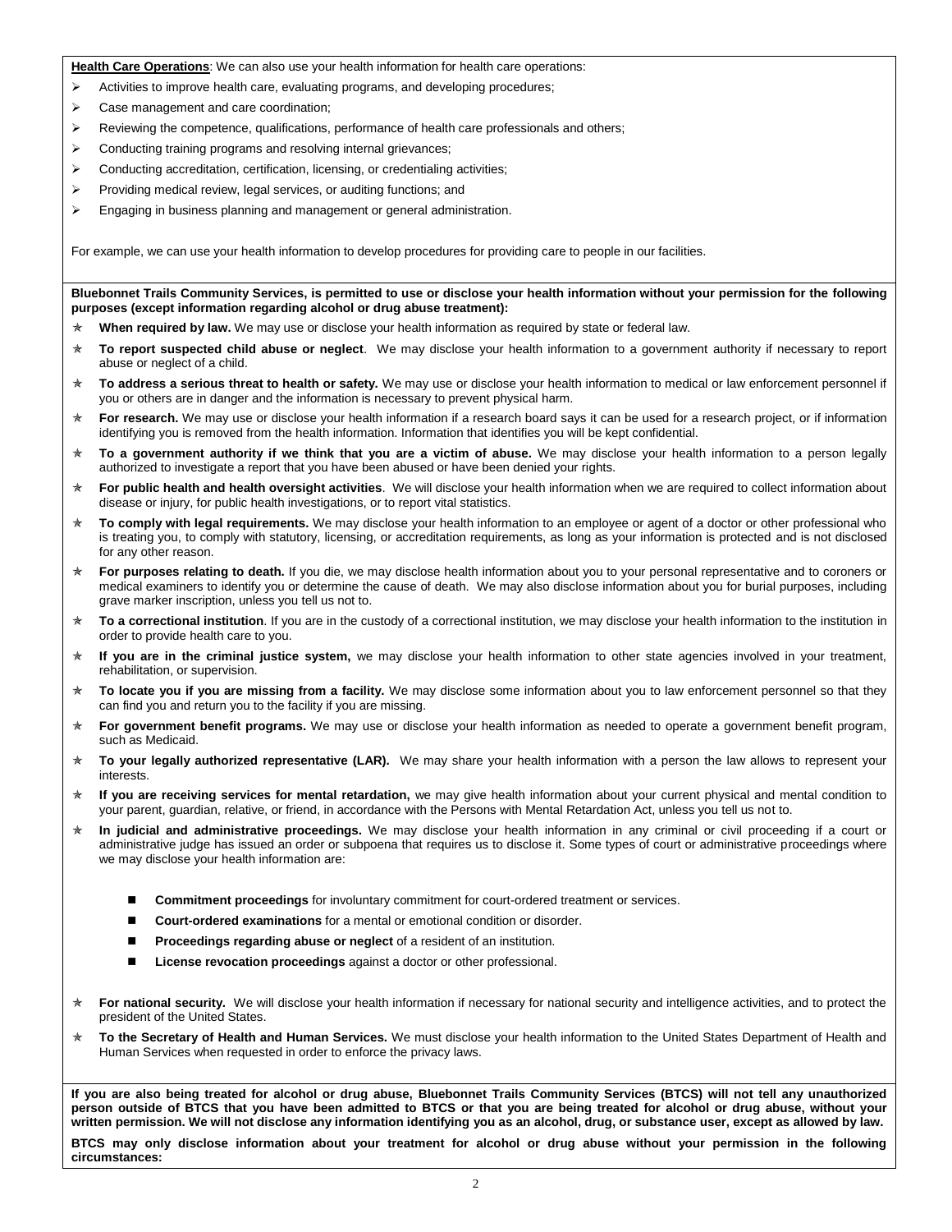**Health Care Operations**: We can also use your health information for health care operations:

- Activities to improve health care, evaluating programs, and developing procedures;
- Case management and care coordination;
- Reviewing the competence, qualifications, performance of health care professionals and others;
- Conducting training programs and resolving internal grievances;
- Conducting accreditation, certification, licensing, or credentialing activities;
- Providing medical review, legal services, or auditing functions; and
- Engaging in business planning and management or general administration.

For example, we can use your health information to develop procedures for providing care to people in our facilities.

**Bluebonnet Trails Community Services, is permitted to use or disclose your health information without your permission for the following purposes (except information regarding alcohol or drug abuse treatment):**

- **When required by law.** We may use or disclose your health information as required by state or federal law.
- **To report suspected child abuse or neglect**. We may disclose your health information to a government authority if necessary to report abuse or neglect of a child.
- **To address a serious threat to health or safety.** We may use or disclose your health information to medical or law enforcement personnel if you or others are in danger and the information is necessary to prevent physical harm.
- **For research.** We may use or disclose your health information if a research board says it can be used for a research project, or if information identifying you is removed from the health information. Information that identifies you will be kept confidential.
- **To a government authority if we think that you are a victim of abuse.** We may disclose your health information to a person legally authorized to investigate a report that you have been abused or have been denied your rights.
- **For public health and health oversight activities**. We will disclose your health information when we are required to collect information about disease or injury, for public health investigations, or to report vital statistics.
- **To comply with legal requirements.** We may disclose your health information to an employee or agent of a doctor or other professional who is treating you, to comply with statutory, licensing, or accreditation requirements, as long as your information is protected and is not disclosed for any other reason.
- **For purposes relating to death.** If you die, we may disclose health information about you to your personal representative and to coroners or medical examiners to identify you or determine the cause of death. We may also disclose information about you for burial purposes, including grave marker inscription, unless you tell us not to.
- **To a correctional institution**. If you are in the custody of a correctional institution, we may disclose your health information to the institution in order to provide health care to you.
- **If you are in the criminal justice system,** we may disclose your health information to other state agencies involved in your treatment, rehabilitation, or supervision.
- **To locate you if you are missing from a facility.** We may disclose some information about you to law enforcement personnel so that they can find you and return you to the facility if you are missing.
- **For government benefit programs.** We may use or disclose your health information as needed to operate a government benefit program, such as Medicaid.
- **To your legally authorized representative (LAR).** We may share your health information with a person the law allows to represent your interests.
- **If you are receiving services for mental retardation,** we may give health information about your current physical and mental condition to your parent, guardian, relative, or friend, in accordance with the Persons with Mental Retardation Act, unless you tell us not to.
- **In judicial and administrative proceedings.** We may disclose your health information in any criminal or civil proceeding if a court or administrative judge has issued an order or subpoena that requires us to disclose it. Some types of court or administrative proceedings where we may disclose your health information are:
  - **Commitment proceedings** for involuntary commitment for court-ordered treatment or services.
  - **Court-ordered examinations** for a mental or emotional condition or disorder.
  - **Proceedings regarding abuse or neglect** of a resident of an institution.
  - **License revocation proceedings** against a doctor or other professional.
- **For national security.** We will disclose your health information if necessary for national security and intelligence activities, and to protect the president of the United States.
- **To the Secretary of Health and Human Services.** We must disclose your health information to the United States Department of Health and Human Services when requested in order to enforce the privacy laws.

**If you are also being treated for alcohol or drug abuse, Bluebonnet Trails Community Services (BTCS) will not tell any unauthorized person outside of BTCS that you have been admitted to BTCS or that you are being treated for alcohol or drug abuse, without your written permission. We will not disclose any information identifying you as an alcohol, drug, or substance user, except as allowed by law.**

**BTCS may only disclose information about your treatment for alcohol or drug abuse without your permission in the following circumstances:**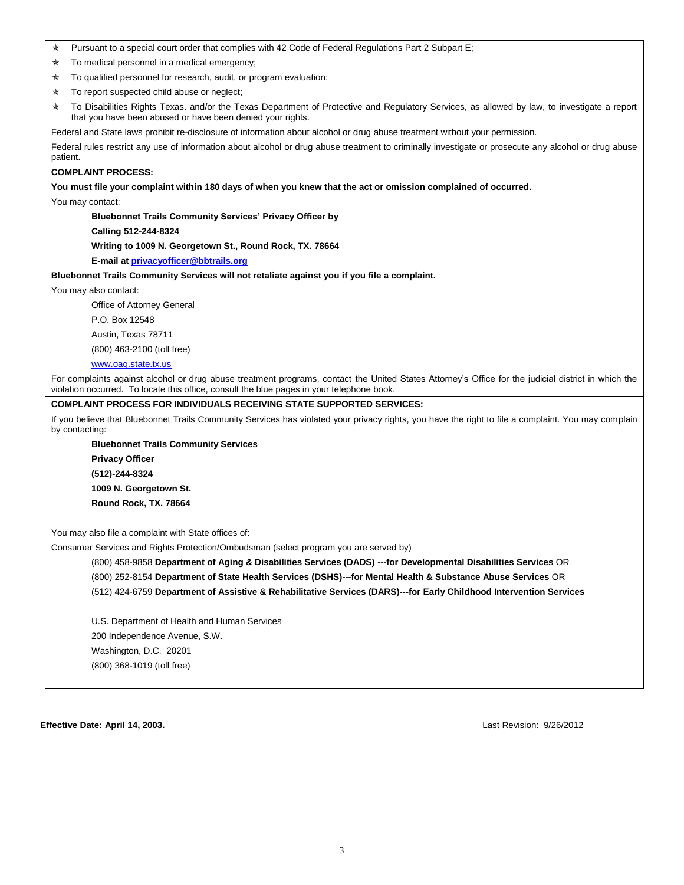- Pursuant to a special court order that complies with 42 Code of Federal Regulations Part 2 Subpart E;
- To medical personnel in a medical emergency;
- To qualified personnel for research, audit, or program evaluation;
- To report suspected child abuse or neglect;
- To Disabilities Rights Texas. and/or the Texas Department of Protective and Regulatory Services, as allowed by law, to investigate a report that you have been abused or have been denied your rights.

Federal and State laws prohibit re-disclosure of information about alcohol or drug abuse treatment without your permission.

Federal rules restrict any use of information about alcohol or drug abuse treatment to criminally investigate or prosecute any alcohol or drug abuse patient.

**COMPLAINT PROCESS:**

**You must file your complaint within 180 days of when you knew that the act or omission complained of occurred.**

You may contact:

**Bluebonnet Trails Community Services' Privacy Officer by**

**Calling 512-244-8324**

**Writing to 1009 N. Georgetown St., Round Rock, TX. 78664**

**E-mail at privacyofficer@bbtrails.org**

**Bluebonnet Trails Community Services will not retaliate against you if you file a complaint.**

You may also contact:

Office of Attorney General
P.O. Box 12548
Austin, Texas 78711
(800) 463-2100 (toll free)
www.oag.state.tx.us

For complaints against alcohol or drug abuse treatment programs, contact the United States Attorney's Office for the judicial district in which the violation occurred. To locate this office, consult the blue pages in your telephone book.

**COMPLAINT PROCESS FOR INDIVIDUALS RECEIVING STATE SUPPORTED SERVICES:**

If you believe that Bluebonnet Trails Community Services has violated your privacy rights, you have the right to file a complaint. You may complain by contacting:

**Bluebonnet Trails Community Services**
**Privacy Officer**
**(512)-244-8324**
**1009 N. Georgetown St.**
**Round Rock, TX. 78664**

You may also file a complaint with State offices of:

Consumer Services and Rights Protection/Ombudsman (select program you are served by)

(800) 458-9858 **Department of Aging & Disabilities Services (DADS) ---for Developmental Disabilities Services** OR

(800) 252-8154 **Department of State Health Services (DSHS)---for Mental Health & Substance Abuse Services** OR

(512) 424-6759 **Department of Assistive & Rehabilitative Services (DARS)---for Early Childhood Intervention Services**

U.S. Department of Health and Human Services
200 Independence Avenue, S.W.
Washington, D.C. 20201
(800) 368-1019 (toll free)

**Effective Date: April 14, 2003.** Last Revision: 9/26/2012